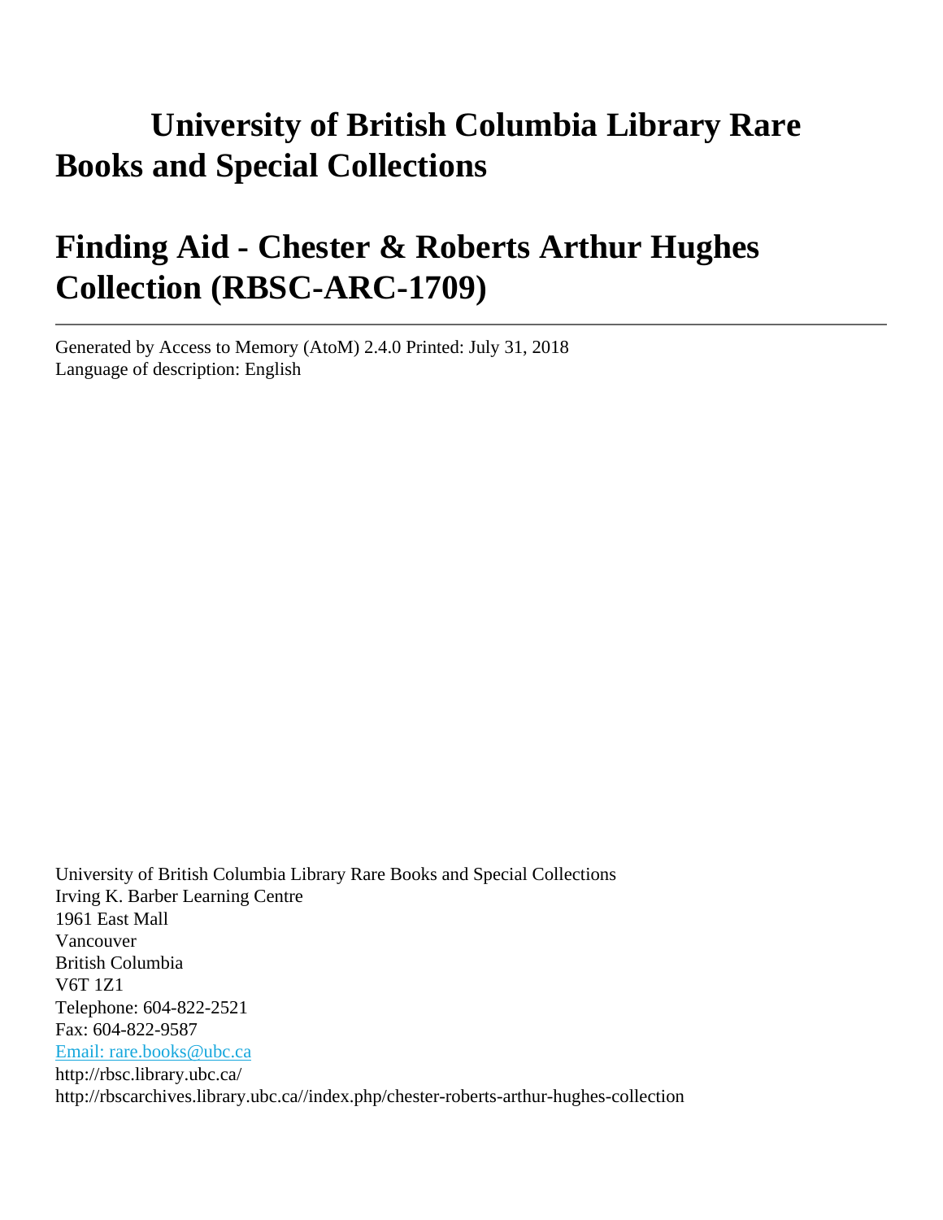# University of British Columbia Library Rare Books and Special Collections

# Finding Aid - Chester & Roberts Arthur Hughes Collection (RBSC-ARC-1709)

---

Generated by Access to Memory (AtoM) 2.4.0 Printed: July 31, 2018
Language of description: English

University of British Columbia Library Rare Books and Special Collections
Irving K. Barber Learning Centre
1961 East Mall
Vancouver
British Columbia
V6T 1Z1
Telephone: 604-822-2521
Fax: 604-822-9587
Email: rare.books@ubc.ca
http://rbsc.library.ubc.ca/
http://rbscarchives.library.ubc.ca//index.php/chester-roberts-arthur-hughes-collection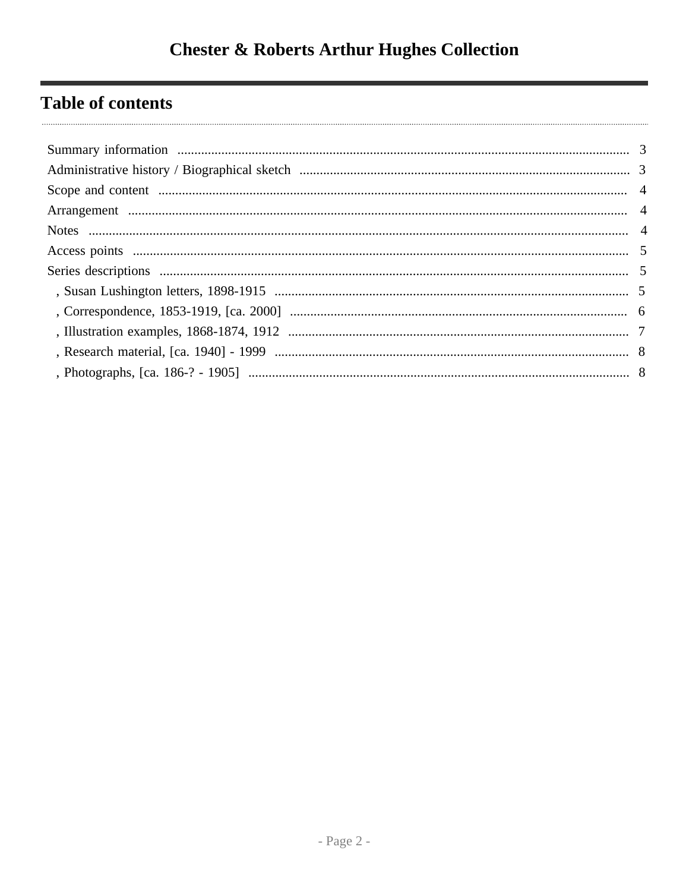# Chester & Roberts Arthur Hughes Collection

## Table of contents

- Summary information ... 3
- Administrative history / Biographical sketch ... 3
- Scope and content ... 4
- Arrangement ... 4
- Notes ... 4
- Access points ... 5
- Series descriptions ... 5
  - , Susan Lushington letters, 1898-1915 ... 5
  - , Correspondence, 1853-1919, [ca. 2000] ... 6
  - , Illustration examples, 1868-1874, 1912 ... 7
  - , Research material, [ca. 1940] - 1999 ... 8
  - , Photographs, [ca. 186-? - 1905] ... 8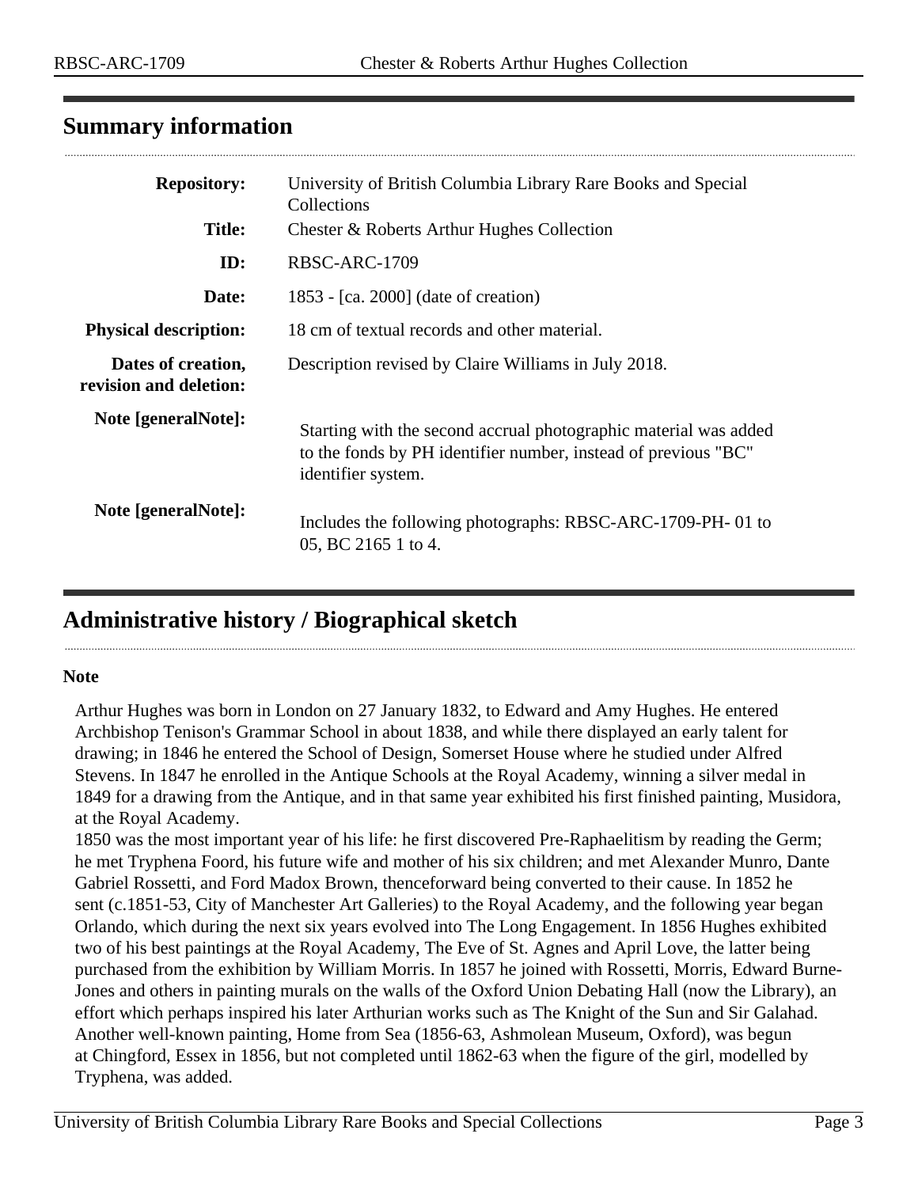## Summary information

| | |
|---|---|
| **Repository:** | University of British Columbia Library Rare Books and Special Collections |
| **Title:** | Chester & Roberts Arthur Hughes Collection |
| **ID:** | RBSC-ARC-1709 |
| **Date:** | 1853 - [ca. 2000] (date of creation) |
| **Physical description:** | 18 cm of textual records and other material. |
| **Dates of creation, revision and deletion:** | Description revised by Claire Williams in July 2018. |
| **Note [generalNote]:** | Starting with the second accrual photographic material was added to the fonds by PH identifier number, instead of previous "BC" identifier system. |
| **Note [generalNote]:** | Includes the following photographs: RBSC-ARC-1709-PH- 01 to 05, BC 2165 1 to 4. |

## Administrative history / Biographical sketch

**Note**

Arthur Hughes was born in London on 27 January 1832, to Edward and Amy Hughes. He entered Archbishop Tenison's Grammar School in about 1838, and while there displayed an early talent for drawing; in 1846 he entered the School of Design, Somerset House where he studied under Alfred Stevens. In 1847 he enrolled in the Antique Schools at the Royal Academy, winning a silver medal in 1849 for a drawing from the Antique, and in that same year exhibited his first finished painting, Musidora, at the Royal Academy.

1850 was the most important year of his life: he first discovered Pre-Raphaelitism by reading the Germ; he met Tryphena Foord, his future wife and mother of his six children; and met Alexander Munro, Dante Gabriel Rossetti, and Ford Madox Brown, thenceforward being converted to their cause. In 1852 he sent (c.1851-53, City of Manchester Art Galleries) to the Royal Academy, and the following year began Orlando, which during the next six years evolved into The Long Engagement. In 1856 Hughes exhibited two of his best paintings at the Royal Academy, The Eve of St. Agnes and April Love, the latter being purchased from the exhibition by William Morris. In 1857 he joined with Rossetti, Morris, Edward Burne-Jones and others in painting murals on the walls of the Oxford Union Debating Hall (now the Library), an effort which perhaps inspired his later Arthurian works such as The Knight of the Sun and Sir Galahad. Another well-known painting, Home from Sea (1856-63, Ashmolean Museum, Oxford), was begun at Chingford, Essex in 1856, but not completed until 1862-63 when the figure of the girl, modelled by Tryphena, was added.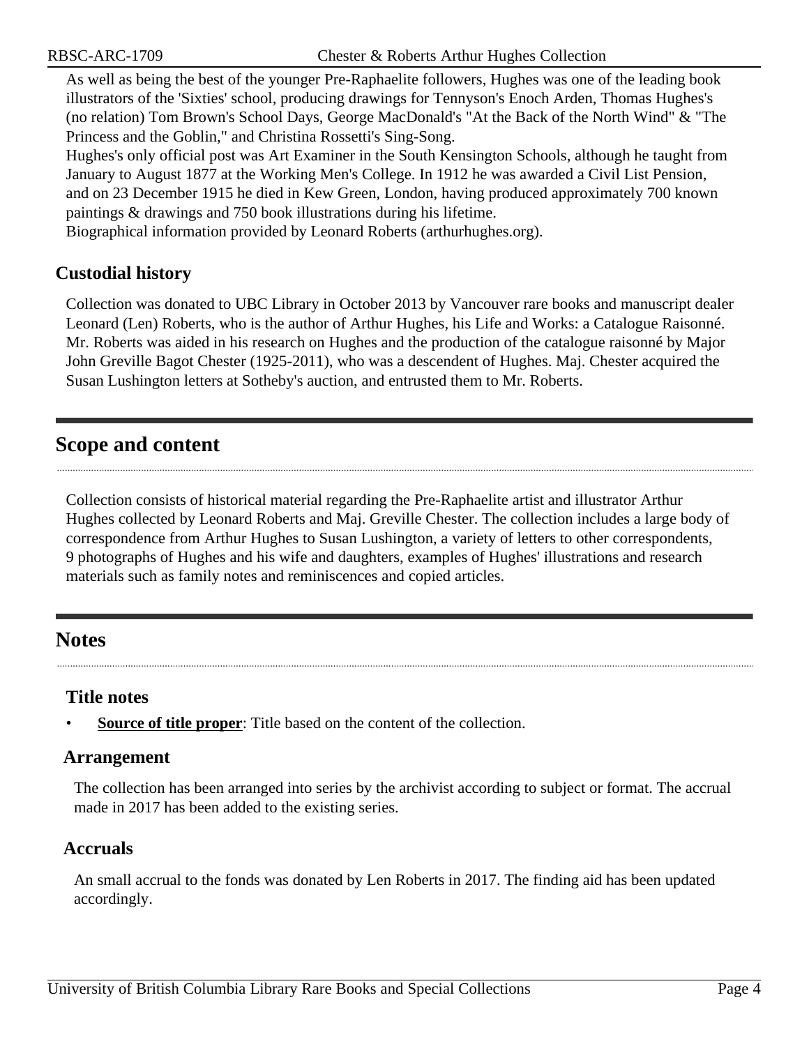As well as being the best of the younger Pre-Raphaelite followers, Hughes was one of the leading book illustrators of the 'Sixties' school, producing drawings for Tennyson's Enoch Arden, Thomas Hughes's (no relation) Tom Brown's School Days, George MacDonald's "At the Back of the North Wind" & "The Princess and the Goblin," and Christina Rossetti's Sing-Song.

Hughes's only official post was Art Examiner in the South Kensington Schools, although he taught from January to August 1877 at the Working Men's College. In 1912 he was awarded a Civil List Pension, and on 23 December 1915 he died in Kew Green, London, having produced approximately 700 known paintings & drawings and 750 book illustrations during his lifetime.

Biographical information provided by Leonard Roberts (arthurhughes.org).

### Custodial history

Collection was donated to UBC Library in October 2013 by Vancouver rare books and manuscript dealer Leonard (Len) Roberts, who is the author of Arthur Hughes, his Life and Works: a Catalogue Raisonné. Mr. Roberts was aided in his research on Hughes and the production of the catalogue raisonné by Major John Greville Bagot Chester (1925-2011), who was a descendent of Hughes. Maj. Chester acquired the Susan Lushington letters at Sotheby's auction, and entrusted them to Mr. Roberts.

## Scope and content

Collection consists of historical material regarding the Pre-Raphaelite artist and illustrator Arthur Hughes collected by Leonard Roberts and Maj. Greville Chester. The collection includes a large body of correspondence from Arthur Hughes to Susan Lushington, a variety of letters to other correspondents, 9 photographs of Hughes and his wife and daughters, examples of Hughes' illustrations and research materials such as family notes and reminiscences and copied articles.

## Notes

### Title notes

- **Source of title proper**: Title based on the content of the collection.

### Arrangement

The collection has been arranged into series by the archivist according to subject or format. The accrual made in 2017 has been added to the existing series.

### Accruals

An small accrual to the fonds was donated by Len Roberts in 2017. The finding aid has been updated accordingly.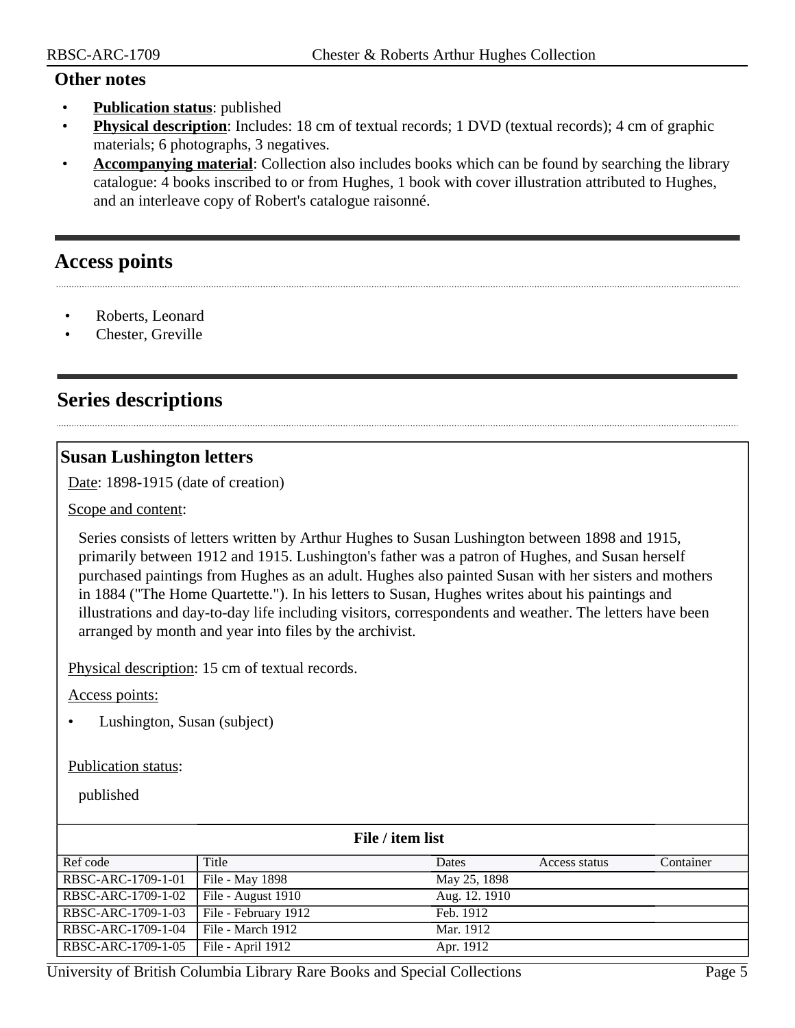### Other notes

- **Publication status**: published
- **Physical description**: Includes: 18 cm of textual records; 1 DVD (textual records); 4 cm of graphic materials; 6 photographs, 3 negatives.
- **Accompanying material**: Collection also includes books which can be found by searching the library catalogue: 4 books inscribed to or from Hughes, 1 book with cover illustration attributed to Hughes, and an interleave copy of Robert's catalogue raisonné.

## Access points

- Roberts, Leonard
- Chester, Greville

## Series descriptions

### Susan Lushington letters

Date: 1898-1915 (date of creation)

Scope and content:

Series consists of letters written by Arthur Hughes to Susan Lushington between 1898 and 1915, primarily between 1912 and 1915. Lushington's father was a patron of Hughes, and Susan herself purchased paintings from Hughes as an adult. Hughes also painted Susan with her sisters and mothers in 1884 ("The Home Quartette."). In his letters to Susan, Hughes writes about his paintings and illustrations and day-to-day life including visitors, correspondents and weather. The letters have been arranged by month and year into files by the archivist.

Physical description: 15 cm of textual records.

Access points:

- Lushington, Susan (subject)

Publication status:

published

**File / item list**

| Ref code | Title | Dates | Access status | Container |
|---|---|---|---|---|
| RBSC-ARC-1709-1-01 | File - May 1898 | May 25, 1898 | | |
| RBSC-ARC-1709-1-02 | File - August 1910 | Aug. 12. 1910 | | |
| RBSC-ARC-1709-1-03 | File - February 1912 | Feb. 1912 | | |
| RBSC-ARC-1709-1-04 | File - March 1912 | Mar. 1912 | | |
| RBSC-ARC-1709-1-05 | File - April 1912 | Apr. 1912 | | |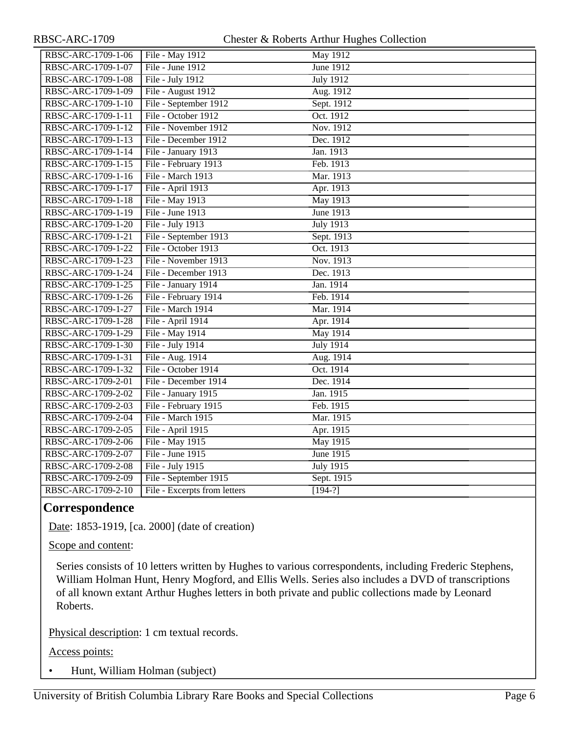| RBSC-ARC-1709-1-06 | File - May 1912 | May 1912 |
|---|---|---|
| RBSC-ARC-1709-1-07 | File - June 1912 | June 1912 |
| RBSC-ARC-1709-1-08 | File - July 1912 | July 1912 |
| RBSC-ARC-1709-1-09 | File - August 1912 | Aug. 1912 |
| RBSC-ARC-1709-1-10 | File - September 1912 | Sept. 1912 |
| RBSC-ARC-1709-1-11 | File - October 1912 | Oct. 1912 |
| RBSC-ARC-1709-1-12 | File - November 1912 | Nov. 1912 |
| RBSC-ARC-1709-1-13 | File - December 1912 | Dec. 1912 |
| RBSC-ARC-1709-1-14 | File - January 1913 | Jan. 1913 |
| RBSC-ARC-1709-1-15 | File - February 1913 | Feb. 1913 |
| RBSC-ARC-1709-1-16 | File - March 1913 | Mar. 1913 |
| RBSC-ARC-1709-1-17 | File - April 1913 | Apr. 1913 |
| RBSC-ARC-1709-1-18 | File - May 1913 | May 1913 |
| RBSC-ARC-1709-1-19 | File - June 1913 | June 1913 |
| RBSC-ARC-1709-1-20 | File - July 1913 | July 1913 |
| RBSC-ARC-1709-1-21 | File - September 1913 | Sept. 1913 |
| RBSC-ARC-1709-1-22 | File - October 1913 | Oct. 1913 |
| RBSC-ARC-1709-1-23 | File - November 1913 | Nov. 1913 |
| RBSC-ARC-1709-1-24 | File - December 1913 | Dec. 1913 |
| RBSC-ARC-1709-1-25 | File - January 1914 | Jan. 1914 |
| RBSC-ARC-1709-1-26 | File - February 1914 | Feb. 1914 |
| RBSC-ARC-1709-1-27 | File - March 1914 | Mar. 1914 |
| RBSC-ARC-1709-1-28 | File - April 1914 | Apr. 1914 |
| RBSC-ARC-1709-1-29 | File - May 1914 | May 1914 |
| RBSC-ARC-1709-1-30 | File - July 1914 | July 1914 |
| RBSC-ARC-1709-1-31 | File - Aug. 1914 | Aug. 1914 |
| RBSC-ARC-1709-1-32 | File - October 1914 | Oct. 1914 |
| RBSC-ARC-1709-2-01 | File - December 1914 | Dec. 1914 |
| RBSC-ARC-1709-2-02 | File - January 1915 | Jan. 1915 |
| RBSC-ARC-1709-2-03 | File - February 1915 | Feb. 1915 |
| RBSC-ARC-1709-2-04 | File - March 1915 | Mar. 1915 |
| RBSC-ARC-1709-2-05 | File - April 1915 | Apr. 1915 |
| RBSC-ARC-1709-2-06 | File - May 1915 | May 1915 |
| RBSC-ARC-1709-2-07 | File - June 1915 | June 1915 |
| RBSC-ARC-1709-2-08 | File - July 1915 | July 1915 |
| RBSC-ARC-1709-2-09 | File - September 1915 | Sept. 1915 |
| RBSC-ARC-1709-2-10 | File - Excerpts from letters | [194-?] |

## Correspondence

Date: 1853-1919, [ca. 2000] (date of creation)

Scope and content:

Series consists of 10 letters written by Hughes to various correspondents, including Frederic Stephens, William Holman Hunt, Henry Mogford, and Ellis Wells. Series also includes a DVD of transcriptions of all known extant Arthur Hughes letters in both private and public collections made by Leonard Roberts.

Physical description: 1 cm textual records.

Access points:

- Hunt, William Holman (subject)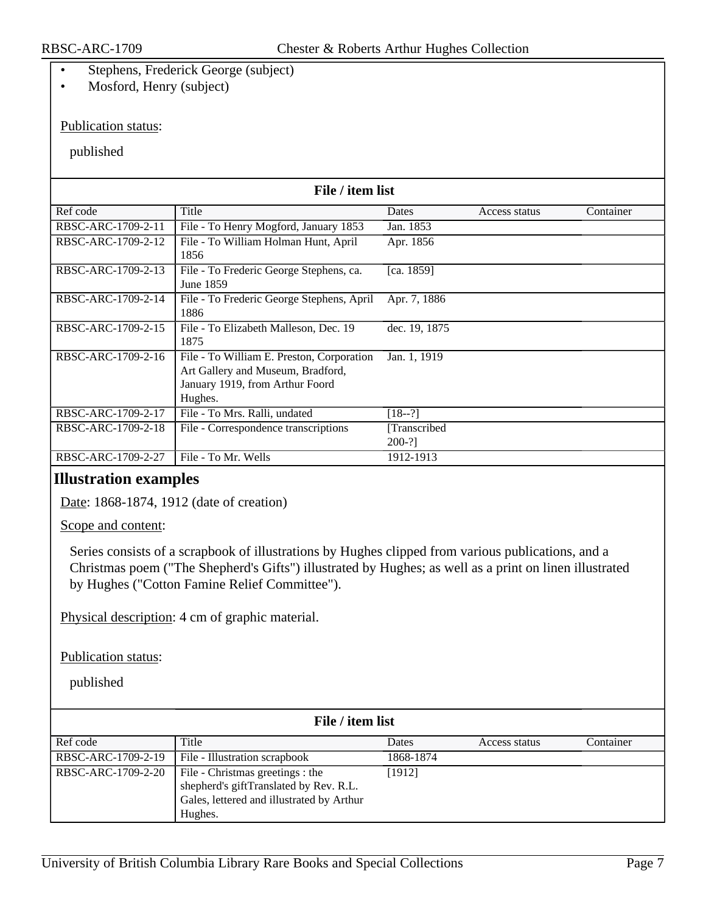- Stephens, Frederick George (subject)
- Mosford, Henry (subject)

Publication status:

published

**File / item list**

| Ref code | Title | Dates | Access status | Container |
|---|---|---|---|---|
| RBSC-ARC-1709-2-11 | File - To Henry Mogford, January 1853 | Jan. 1853 | | |
| RBSC-ARC-1709-2-12 | File - To William Holman Hunt, April 1856 | Apr. 1856 | | |
| RBSC-ARC-1709-2-13 | File - To Frederic George Stephens, ca. June 1859 | [ca. 1859] | | |
| RBSC-ARC-1709-2-14 | File - To Frederic George Stephens, April 1886 | Apr. 7, 1886 | | |
| RBSC-ARC-1709-2-15 | File - To Elizabeth Malleson, Dec. 19 1875 | dec. 19, 1875 | | |
| RBSC-ARC-1709-2-16 | File - To William E. Preston, Corporation Art Gallery and Museum, Bradford, January 1919, from Arthur Foord Hughes. | Jan. 1, 1919 | | |
| RBSC-ARC-1709-2-17 | File - To Mrs. Ralli, undated | [18--?] | | |
| RBSC-ARC-1709-2-18 | File - Correspondence transcriptions | [Transcribed 200-?] | | |
| RBSC-ARC-1709-2-27 | File - To Mr. Wells | 1912-1913 | | |

## Illustration examples

Date: 1868-1874, 1912 (date of creation)

Scope and content:

Series consists of a scrapbook of illustrations by Hughes clipped from various publications, and a Christmas poem ("The Shepherd's Gifts") illustrated by Hughes; as well as a print on linen illustrated by Hughes ("Cotton Famine Relief Committee").

Physical description: 4 cm of graphic material.

Publication status:

published

**File / item list**

| Ref code | Title | Dates | Access status | Container |
|---|---|---|---|---|
| RBSC-ARC-1709-2-19 | File - Illustration scrapbook | 1868-1874 | | |
| RBSC-ARC-1709-2-20 | File - Christmas greetings : the shepherd's giftTranslated by Rev. R.L. Gales, lettered and illustrated by Arthur Hughes. | [1912] | | |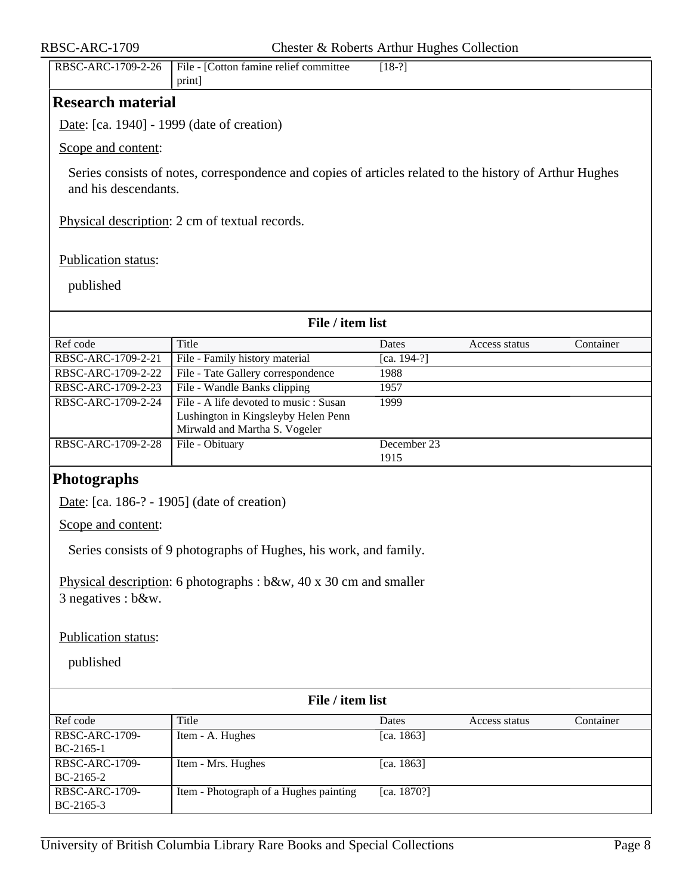| RBSC-ARC-1709-2-26 | File - [Cotton famine relief committee print] | [18-?] | | |
|---|---|---|---|---|

## Research material

Date: [ca. 1940] - 1999 (date of creation)

Scope and content:

Series consists of notes, correspondence and copies of articles related to the history of Arthur Hughes and his descendants.

Physical description: 2 cm of textual records.

Publication status:

published

**File / item list**

| Ref code | Title | Dates | Access status | Container |
|---|---|---|---|---|
| RBSC-ARC-1709-2-21 | File - Family history material | [ca. 194-?] | | |
| RBSC-ARC-1709-2-22 | File - Tate Gallery correspondence | 1988 | | |
| RBSC-ARC-1709-2-23 | File - Wandle Banks clipping | 1957 | | |
| RBSC-ARC-1709-2-24 | File - A life devoted to music : Susan Lushington in Kingsleyby Helen Penn Mirwald and Martha S. Vogeler | 1999 | | |
| RBSC-ARC-1709-2-28 | File - Obituary | December 23 1915 | | |

## Photographs

Date: [ca. 186-? - 1905] (date of creation)

Scope and content:

Series consists of 9 photographs of Hughes, his work, and family.

Physical description: 6 photographs : b&w, 40 x 30 cm and smaller
3 negatives : b&w.

Publication status:

published

**File / item list**

| Ref code | Title | Dates | Access status | Container |
|---|---|---|---|---|
| RBSC-ARC-1709-BC-2165-1 | Item - A. Hughes | [ca. 1863] | | |
| RBSC-ARC-1709-BC-2165-2 | Item - Mrs. Hughes | [ca. 1863] | | |
| RBSC-ARC-1709-BC-2165-3 | Item - Photograph of a Hughes painting | [ca. 1870?] | | |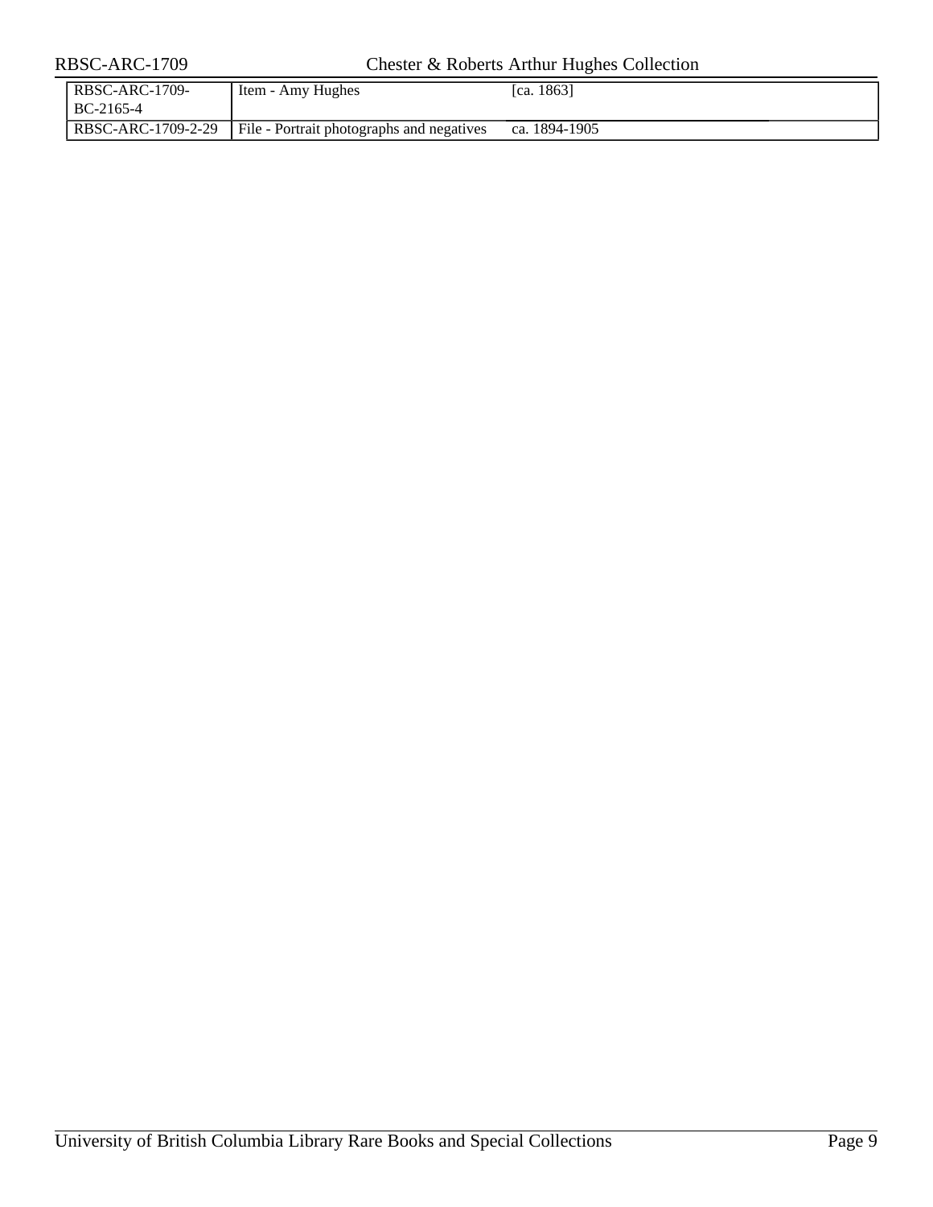| | | |
|---|---|---|
| RBSC-ARC-1709-BC-2165-4 | Item - Amy Hughes | [ca. 1863] |
| RBSC-ARC-1709-2-29 | File - Portrait photographs and negatives | ca. 1894-1905 |